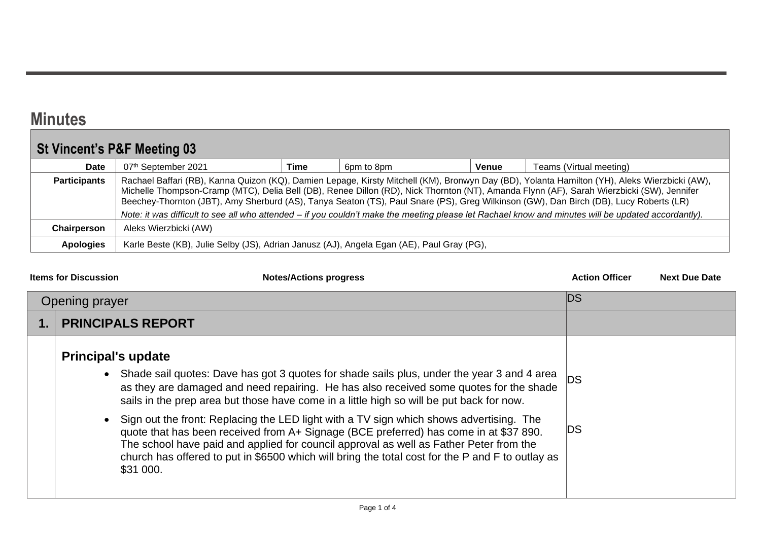# Minutes

## St Vincent's P&F Meeting 03

| | | | | | |
|---|---|---|---|---|---|
| **Date** | 07th September 2021 | **Time** | 6pm to 8pm | **Venue** | Teams (Virtual meeting) |
| **Participants** | Rachael Baffari (RB), Kanna Quizon (KQ), Damien Lepage, Kirsty Mitchell (KM), Bronwyn Day (BD), Yolanta Hamilton (YH), Aleks Wierzbicki (AW), Michelle Thompson-Cramp (MTC), Delia Bell (DB), Renee Dillon (RD), Nick Thornton (NT), Amanda Flynn (AF), Sarah Wierzbicki (SW), Jennifer Beechey-Thornton (JBT), Amy Sherburd (AS), Tanya Seaton (TS), Paul Snare (PS), Greg Wilkinson (GW), Dan Birch (DB), Lucy Roberts (LR) *Note: it was difficult to see all who attended – if you couldn't make the meeting please let Rachael know and minutes will be updated accordantly).* | | | | |
| **Chairperson** | Aleks Wierzbicki (AW) | | | | |
| **Apologies** | Karle Beste (KB), Julie Selby (JS), Adrian Janusz (AJ), Angela Egan (AE), Paul Gray (PG), | | | | |

| | Items for Discussion / Notes/Actions progress | Action Officer | Next Due Date |
|---|---|---|---|
| | Opening prayer | DS | |
| **1.** | **PRINCIPALS REPORT** | | |
| | **Principal's update** | | |
| | • Shade sail quotes: Dave has got 3 quotes for shade sails plus, under the year 3 and 4 area as they are damaged and need repairing. He has also received some quotes for the shade sails in the prep area but those have come in a little high so will be put back for now. | DS | |
| | • Sign out the front: Replacing the LED light with a TV sign which shows advertising. The quote that has been received from A+ Signage (BCE preferred) has come in at $37 890. The school have paid and applied for council approval as well as Father Peter from the church has offered to put in $6500 which will bring the total cost for the P and F to outlay as $31 000. | DS | |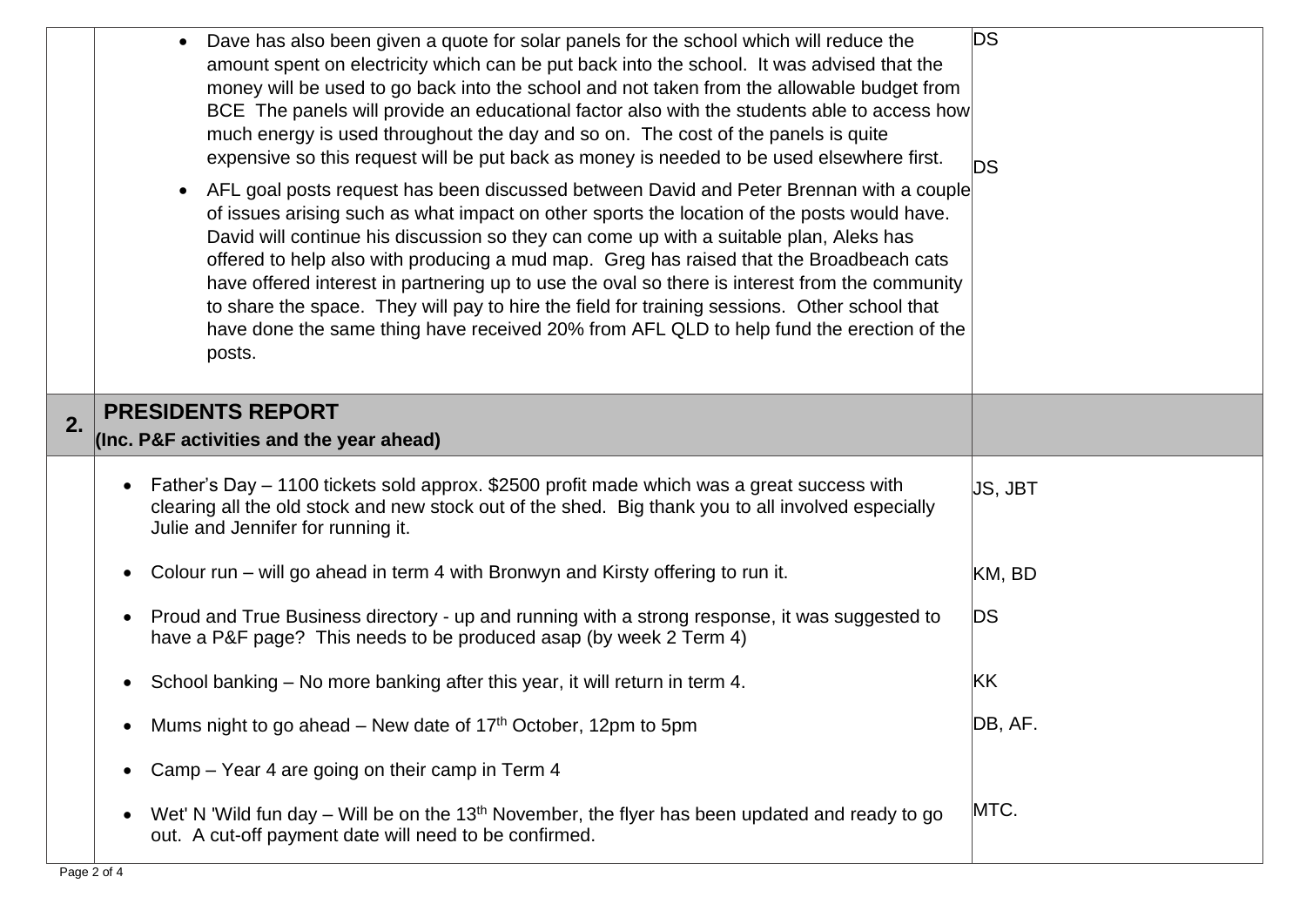| | | |
|---|---|---|
| | • Dave has also been given a quote for solar panels for the school which will reduce the amount spent on electricity which can be put back into the school. It was advised that the money will be used to go back into the school and not taken from the allowable budget from BCE The panels will provide an educational factor also with the students able to access how much energy is used throughout the day and so on. The cost of the panels is quite expensive so this request will be put back as money is needed to be used elsewhere first.<br>• AFL goal posts request has been discussed between David and Peter Brennan with a couple of issues arising such as what impact on other sports the location of the posts would have. David will continue his discussion so they can come up with a suitable plan, Aleks has offered to help also with producing a mud map. Greg has raised that the Broadbeach cats have offered interest in partnering up to use the oval so there is interest from the community to share the space. They will pay to hire the field for training sessions. Other school that have done the same thing have received 20% from AFL QLD to help fund the erection of the posts. | DS<br><br>DS |
| **2.** | **PRESIDENTS REPORT**<br>**(Inc. P&F activities and the year ahead)** | |
| | • Father's Day – 1100 tickets sold approx. $2500 profit made which was a great success with clearing all the old stock and new stock out of the shed. Big thank you to all involved especially Julie and Jennifer for running it. | JS, JBT |
| | • Colour run – will go ahead in term 4 with Bronwyn and Kirsty offering to run it. | KM, BD |
| | • Proud and True Business directory - up and running with a strong response, it was suggested to have a P&F page? This needs to be produced asap (by week 2 Term 4) | DS |
| | • School banking – No more banking after this year, it will return in term 4. | KK |
| | • Mums night to go ahead – New date of 17th October, 12pm to 5pm | DB, AF. |
| | • Camp – Year 4 are going on their camp in Term 4 | |
| | • Wet' N 'Wild fun day – Will be on the 13th November, the flyer has been updated and ready to go out. A cut-off payment date will need to be confirmed. | MTC. |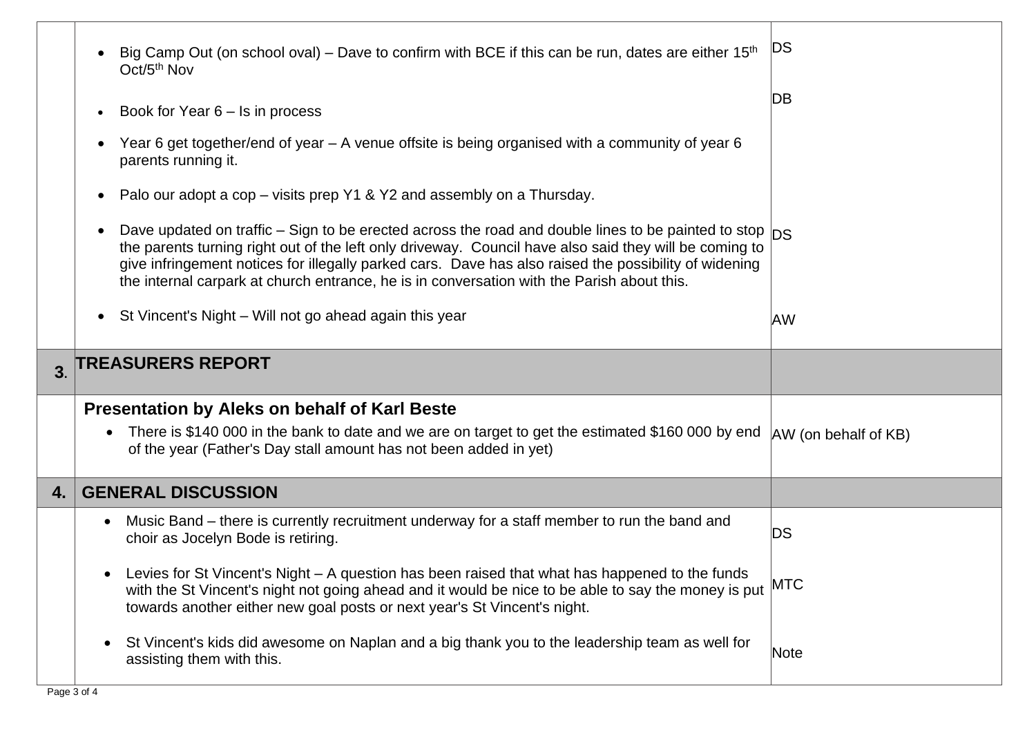| | | |
|---|---|---|
| | • Big Camp Out (on school oval) – Dave to confirm with BCE if this can be run, dates are either 15th Oct/5th Nov | DS |
| | • Book for Year 6 – Is in process | DB |
| | • Year 6 get together/end of year – A venue offsite is being organised with a community of year 6 parents running it. | |
| | • Palo our adopt a cop – visits prep Y1 & Y2 and assembly on a Thursday. | |
| | • Dave updated on traffic – Sign to be erected across the road and double lines to be painted to stop the parents turning right out of the left only driveway. Council have also said they will be coming to give infringement notices for illegally parked cars. Dave has also raised the possibility of widening the internal carpark at church entrance, he is in conversation with the Parish about this. | DS |
| | • St Vincent's Night – Will not go ahead again this year | AW |
| **3.** | **TREASURERS REPORT** | |
| | **Presentation by Aleks on behalf of Karl Beste** <br> • There is $140 000 in the bank to date and we are on target to get the estimated $160 000 by end of the year (Father's Day stall amount has not been added in yet) | AW (on behalf of KB) |
| **4.** | **GENERAL DISCUSSION** | |
| | • Music Band – there is currently recruitment underway for a staff member to run the band and choir as Jocelyn Bode is retiring. | DS |
| | • Levies for St Vincent's Night – A question has been raised that what has happened to the funds with the St Vincent's night not going ahead and it would be nice to be able to say the money is put towards another either new goal posts or next year's St Vincent's night. | MTC |
| | • St Vincent's kids did awesome on Naplan and a big thank you to the leadership team as well for assisting them with this. | Note |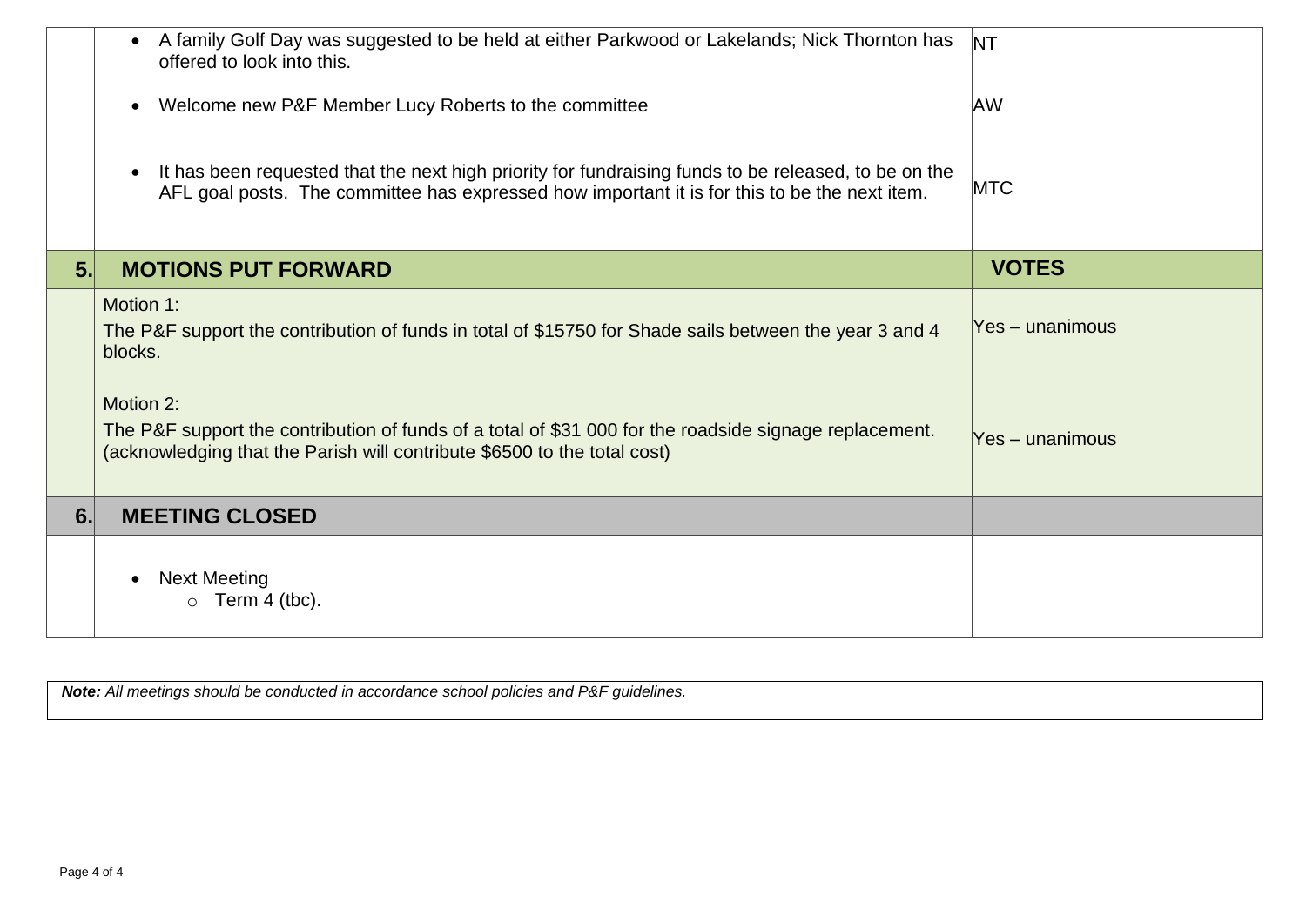| | | |
|---|---|---|
| | • A family Golf Day was suggested to be held at either Parkwood or Lakelands; Nick Thornton has offered to look into this.<br><br>• Welcome new P&F Member Lucy Roberts to the committee<br><br>• It has been requested that the next high priority for fundraising funds to be released, to be on the AFL goal posts. The committee has expressed how important it is for this to be the next item. | NT<br><br>AW<br><br>MTC |
| **5.** | **MOTIONS PUT FORWARD** | **VOTES** |
| | Motion 1:<br>The P&F support the contribution of funds in total of $15750 for Shade sails between the year 3 and 4 blocks.<br><br>Motion 2:<br>The P&F support the contribution of funds of a total of $31 000 for the roadside signage replacement. (acknowledging that the Parish will contribute $6500 to the total cost) | Yes – unanimous<br><br>Yes – unanimous |
| **6.** | **MEETING CLOSED** | |
| | • Next Meeting<br>  ○ Term 4 (tbc). | |

***Note:*** *All meetings should be conducted in accordance school policies and P&F guidelines.*